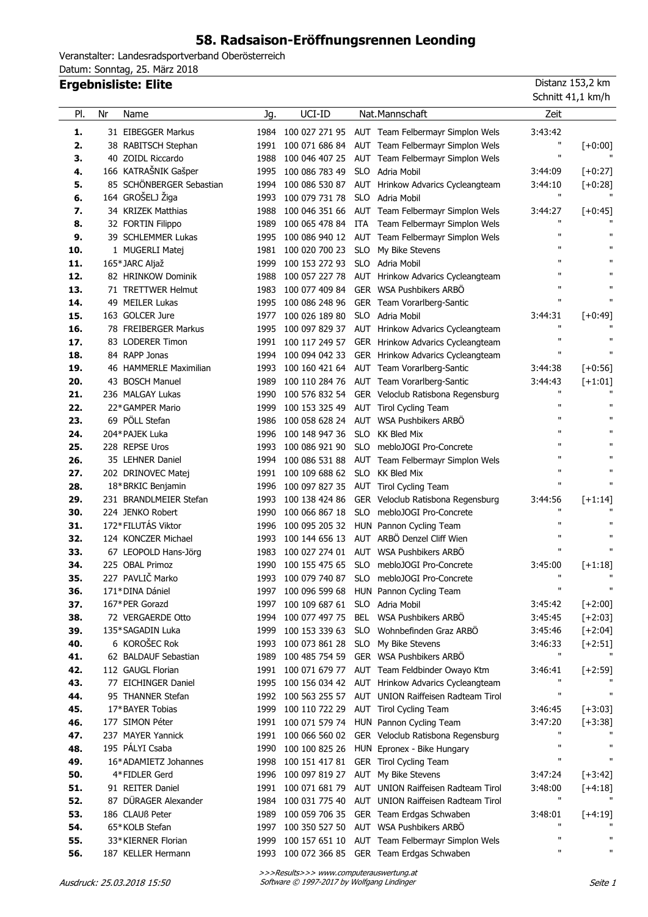# 58. Radsaison-Eröffnungsrennen Leonding

Veranstalter: Landesradsportverband Oberösterreich
Datum: Sonntag, 25. März 2018

## Ergebnisliste: Elite

Distanz 153,2 km
Schnitt 41,1 km/h

| Pl. | Nr | Name | Jg. | UCI-ID | Nat. | Mannschaft | Zeit | |
|---|---|---|---|---|---|---|---|---|
| **1.** | 31 | EIBEGGER Markus | 1984 | 100 027 271 95 | AUT | Team Felbermayr Simplon Wels | 3:43:42 | |
| **2.** | 38 | RABITSCH Stephan | 1991 | 100 071 686 84 | AUT | Team Felbermayr Simplon Wels | " | [+0:00] |
| **3.** | 40 | ZOIDL Riccardo | 1988 | 100 046 407 25 | AUT | Team Felbermayr Simplon Wels | " | " |
| **4.** | 166 | KATRAŠNIK Gašper | 1995 | 100 086 783 49 | SLO | Adria Mobil | 3:44:09 | [+0:27] |
| **5.** | 85 | SCHÖNBERGER Sebastian | 1994 | 100 086 530 87 | AUT | Hrinkow Advarics Cycleangteam | 3:44:10 | [+0:28] |
| **6.** | 164 | GROŠELJ Žiga | 1993 | 100 079 731 78 | SLO | Adria Mobil | " | " |
| **7.** | 34 | KRIZEK Matthias | 1988 | 100 046 351 66 | AUT | Team Felbermayr Simplon Wels | 3:44:27 | [+0:45] |
| **8.** | 32 | FORTIN Filippo | 1989 | 100 065 478 84 | ITA | Team Felbermayr Simplon Wels | " | " |
| **9.** | 39 | SCHLEMMER Lukas | 1995 | 100 086 940 12 | AUT | Team Felbermayr Simplon Wels | " | " |
| **10.** | 1 | MUGERLI Matej | 1981 | 100 020 700 23 | SLO | My Bike Stevens | " | " |
| **11.** | 165* | JARC Aljaž | 1999 | 100 153 272 93 | SLO | Adria Mobil | " | " |
| **12.** | 82 | HRINKOW Dominik | 1988 | 100 057 227 78 | AUT | Hrinkow Advarics Cycleangteam | " | " |
| **13.** | 71 | TRETTWER Helmut | 1983 | 100 077 409 84 | GER | WSA Pushbikers ARBÖ | " | " |
| **14.** | 49 | MEILER Lukas | 1995 | 100 086 248 96 | GER | Team Vorarlberg-Santic | " | " |
| **15.** | 163 | GOLCER Jure | 1977 | 100 026 189 80 | SLO | Adria Mobil | 3:44:31 | [+0:49] |
| **16.** | 78 | FREIBERGER Markus | 1995 | 100 097 829 37 | AUT | Hrinkow Advarics Cycleangteam | " | " |
| **17.** | 83 | LODERER Timon | 1991 | 100 117 249 57 | GER | Hrinkow Advarics Cycleangteam | " | " |
| **18.** | 84 | RAPP Jonas | 1994 | 100 094 042 33 | GER | Hrinkow Advarics Cycleangteam | " | " |
| **19.** | 46 | HAMMERLE Maximilian | 1993 | 100 160 421 64 | AUT | Team Vorarlberg-Santic | 3:44:38 | [+0:56] |
| **20.** | 43 | BOSCH Manuel | 1989 | 100 110 284 76 | AUT | Team Vorarlberg-Santic | 3:44:43 | [+1:01] |
| **21.** | 236 | MALGAY Lukas | 1990 | 100 576 832 54 | GER | Veloclub Ratisbona Regensburg | " | " |
| **22.** | 22* | GAMPER Mario | 1999 | 100 153 325 49 | AUT | Tirol Cycling Team | " | " |
| **23.** | 69 | PÖLL Stefan | 1986 | 100 058 628 24 | AUT | WSA Pushbikers ARBÖ | " | " |
| **24.** | 204* | PAJEK Luka | 1996 | 100 148 947 36 | SLO | KK Bled Mix | " | " |
| **25.** | 228 | REPSE Uros | 1993 | 100 086 921 90 | SLO | mebloJOGI Pro-Concrete | " | " |
| **26.** | 35 | LEHNER Daniel | 1994 | 100 086 531 88 | AUT | Team Felbermayr Simplon Wels | " | " |
| **27.** | 202 | DRINOVEC Matej | 1991 | 100 109 688 62 | SLO | KK Bled Mix | " | " |
| **28.** | 18* | BRKIC Benjamin | 1996 | 100 097 827 35 | AUT | Tirol Cycling Team | " | " |
| **29.** | 231 | BRANDLMEIER Stefan | 1993 | 100 138 424 86 | GER | Veloclub Ratisbona Regensburg | 3:44:56 | [+1:14] |
| **30.** | 224 | JENKO Robert | 1990 | 100 066 867 18 | SLO | mebloJOGI Pro-Concrete | " | " |
| **31.** | 172* | FILUTÁS Viktor | 1996 | 100 095 205 32 | HUN | Pannon Cycling Team | " | " |
| **32.** | 124 | KONCZER Michael | 1993 | 100 144 656 13 | AUT | ARBÖ Denzel Cliff Wien | " | " |
| **33.** | 67 | LEOPOLD Hans-Jörg | 1983 | 100 027 274 01 | AUT | WSA Pushbikers ARBÖ | " | " |
| **34.** | 225 | OBAL Primoz | 1990 | 100 155 475 65 | SLO | mebloJOGI Pro-Concrete | 3:45:00 | [+1:18] |
| **35.** | 227 | PAVLIČ Marko | 1993 | 100 079 740 87 | SLO | mebloJOGI Pro-Concrete | " | " |
| **36.** | 171* | DINA Dániel | 1997 | 100 096 599 68 | HUN | Pannon Cycling Team | " | " |
| **37.** | 167* | PER Gorazd | 1997 | 100 109 687 61 | SLO | Adria Mobil | 3:45:42 | [+2:00] |
| **38.** | 72 | VERGAERDE Otto | 1994 | 100 077 497 75 | BEL | WSA Pushbikers ARBÖ | 3:45:45 | [+2:03] |
| **39.** | 135* | SAGADIN Luka | 1999 | 100 153 339 63 | SLO | Wohnbefinden Graz ARBÖ | 3:45:46 | [+2:04] |
| **40.** | 6 | KOROŠEC Rok | 1993 | 100 073 861 28 | SLO | My Bike Stevens | 3:46:33 | [+2:51] |
| **41.** | 62 | BALDAUF Sebastian | 1989 | 100 485 754 59 | GER | WSA Pushbikers ARBÖ | " | " |
| **42.** | 112 | GAUGL Florian | 1991 | 100 071 679 77 | AUT | Team Feldbinder Owayo Ktm | 3:46:41 | [+2:59] |
| **43.** | 77 | EICHINGER Daniel | 1995 | 100 156 034 42 | AUT | Hrinkow Advarics Cycleangteam | " | " |
| **44.** | 95 | THANNER Stefan | 1992 | 100 563 255 57 | AUT | UNION Raiffeisen Radteam Tirol | " | " |
| **45.** | 17* | BAYER Tobias | 1999 | 100 110 722 29 | AUT | Tirol Cycling Team | 3:46:45 | [+3:03] |
| **46.** | 177 | SIMON Péter | 1991 | 100 071 579 74 | HUN | Pannon Cycling Team | 3:47:20 | [+3:38] |
| **47.** | 237 | MAYER Yannick | 1991 | 100 066 560 02 | GER | Veloclub Ratisbona Regensburg | " | " |
| **48.** | 195 | PÁLYI Csaba | 1990 | 100 100 825 26 | HUN | Epronex - Bike Hungary | " | " |
| **49.** | 16* | ADAMIETZ Johannes | 1998 | 100 151 417 81 | GER | Tirol Cycling Team | " | " |
| **50.** | 4* | FIDLER Gerd | 1996 | 100 097 819 27 | AUT | My Bike Stevens | 3:47:24 | [+3:42] |
| **51.** | 91 | REITER Daniel | 1991 | 100 071 681 79 | AUT | UNION Raiffeisen Radteam Tirol | 3:48:00 | [+4:18] |
| **52.** | 87 | DÜRAGER Alexander | 1984 | 100 031 775 40 | AUT | UNION Raiffeisen Radteam Tirol | " | " |
| **53.** | 186 | CLAUß Peter | 1989 | 100 059 706 35 | GER | Team Erdgas Schwaben | 3:48:01 | [+4:19] |
| **54.** | 65* | KOLB Stefan | 1997 | 100 350 527 50 | AUT | WSA Pushbikers ARBÖ | " | " |
| **55.** | 33* | KIERNER Florian | 1999 | 100 157 651 10 | AUT | Team Felbermayr Simplon Wels | " | " |
| **56.** | 187 | KELLER Hermann | 1993 | 100 072 366 85 | GER | Team Erdgas Schwaben | " | " |

*Ausdruck: 25.03.2018 15:50*

*>>>Results>>> www.computerauswertung.at*
*Software © 1997-2017 by Wolfgang Lindinger*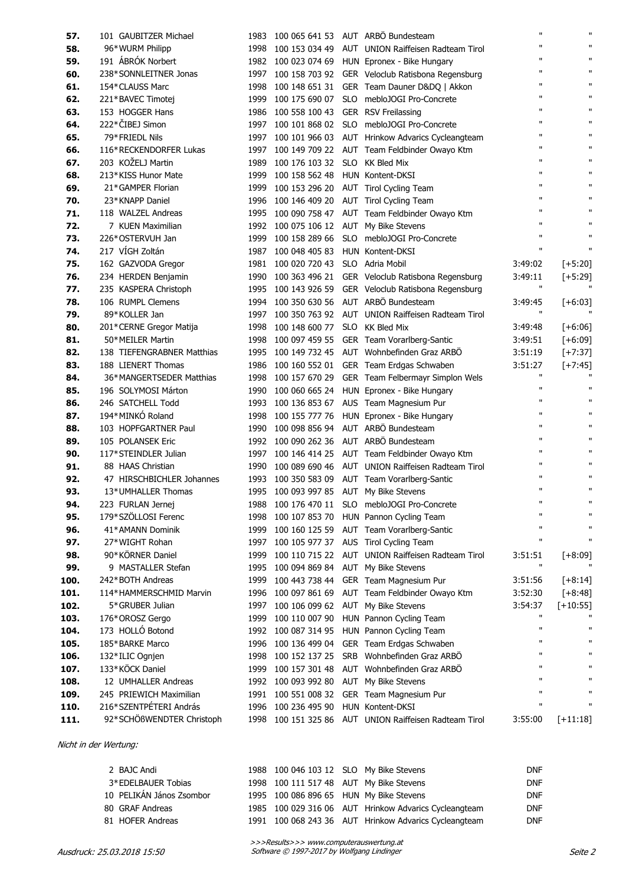| Pl. | Nr. | Name | Jg. | UCI ID | Nat. | Team | Zeit | Rückstand |
|---|---|---|---|---|---|---|---|---|
| 57. | 101 | GAUBITZER Michael | 1983 | 100 065 641 53 | AUT | ARBÖ Bundesteam | " | " |
| 58. | 96* | WURM Philipp | 1998 | 100 153 034 49 | AUT | UNION Raiffeisen Radteam Tirol | " | " |
| 59. | 191 | ÁBRÓK Norbert | 1982 | 100 023 074 69 | HUN | Epronex - Bike Hungary | " | " |
| 60. | 238* | SONNLEITNER Jonas | 1997 | 100 158 703 92 | GER | Veloclub Ratisbona Regensburg | " | " |
| 61. | 154* | CLAUSS Marc | 1998 | 100 148 651 31 | GER | Team Dauner D&DQ \| Akkon | " | " |
| 62. | 221* | BAVEC Timotej | 1999 | 100 175 690 07 | SLO | mebloJOGI Pro-Concrete | " | " |
| 63. | 153 | HOGGER Hans | 1986 | 100 558 100 43 | GER | RSV Freilassing | " | " |
| 64. | 222* | ČIBEJ Simon | 1997 | 100 101 868 02 | SLO | mebloJOGI Pro-Concrete | " | " |
| 65. | 79* | FRIEDL Nils | 1997 | 100 101 966 03 | AUT | Hrinkow Advarics Cycleangteam | " | " |
| 66. | 116* | RECKENDORFER Lukas | 1997 | 100 149 709 22 | AUT | Team Feldbinder Owayo Ktm | " | " |
| 67. | 203 | KOŽELJ Martin | 1989 | 100 176 103 32 | SLO | KK Bled Mix | " | " |
| 68. | 213* | KISS Hunor Mate | 1999 | 100 158 562 48 | HUN | Kontent-DKSI | " | " |
| 69. | 21* | GAMPER Florian | 1999 | 100 153 296 20 | AUT | Tirol Cycling Team | " | " |
| 70. | 23* | KNAPP Daniel | 1996 | 100 146 409 20 | AUT | Tirol Cycling Team | " | " |
| 71. | 118 | WALZEL Andreas | 1995 | 100 090 758 47 | AUT | Team Feldbinder Owayo Ktm | " | " |
| 72. | 7 | KUEN Maximilian | 1992 | 100 075 106 12 | AUT | My Bike Stevens | " | " |
| 73. | 226* | OSTERVUH Jan | 1999 | 100 158 289 66 | SLO | mebloJOGI Pro-Concrete | " | " |
| 74. | 217 | VÍGH Zoltán | 1987 | 100 048 405 83 | HUN | Kontent-DKSI | " | " |
| 75. | 162 | GAZVODA Gregor | 1981 | 100 020 720 43 | SLO | Adria Mobil | 3:49:02 | [+5:20] |
| 76. | 234 | HERDEN Benjamin | 1990 | 100 363 496 21 | GER | Veloclub Ratisbona Regensburg | 3:49:11 | [+5:29] |
| 77. | 235 | KASPERA Christoph | 1995 | 100 143 926 59 | GER | Veloclub Ratisbona Regensburg | " | " |
| 78. | 106 | RUMPL Clemens | 1994 | 100 350 630 56 | AUT | ARBÖ Bundesteam | 3:49:45 | [+6:03] |
| 79. | 89* | KOLLER Jan | 1997 | 100 350 763 92 | AUT | UNION Raiffeisen Radteam Tirol | " | " |
| 80. | 201* | CERNE Gregor Matija | 1998 | 100 148 600 77 | SLO | KK Bled Mix | 3:49:48 | [+6:06] |
| 81. | 50* | MEILER Martin | 1998 | 100 097 459 55 | GER | Team Vorarlberg-Santic | 3:49:51 | [+6:09] |
| 82. | 138 | TIEFENGRABNER Matthias | 1995 | 100 149 732 45 | AUT | Wohnbefinden Graz ARBÖ | 3:51:19 | [+7:37] |
| 83. | 188 | LIENERT Thomas | 1986 | 100 160 552 01 | GER | Team Erdgas Schwaben | 3:51:27 | [+7:45] |
| 84. | 36* | MANGERTSEDER Matthias | 1998 | 100 157 670 29 | GER | Team Felbermayr Simplon Wels | " | " |
| 85. | 196 | SOLYMOSI Márton | 1990 | 100 060 665 24 | HUN | Epronex - Bike Hungary | " | " |
| 86. | 246 | SATCHELL Todd | 1993 | 100 136 853 67 | AUS | Team Magnesium Pur | " | " |
| 87. | 194* | MINKÓ Roland | 1998 | 100 155 777 76 | HUN | Epronex - Bike Hungary | " | " |
| 88. | 103 | HOPFGARTNER Paul | 1990 | 100 098 856 94 | AUT | ARBÖ Bundesteam | " | " |
| 89. | 105 | POLANSEK Eric | 1992 | 100 090 262 36 | AUT | ARBÖ Bundesteam | " | " |
| 90. | 117* | STEINDLER Julian | 1997 | 100 146 414 25 | AUT | Team Feldbinder Owayo Ktm | " | " |
| 91. | 88 | HAAS Christian | 1990 | 100 089 690 46 | AUT | UNION Raiffeisen Radteam Tirol | " | " |
| 92. | 47 | HIRSCHBICHLER Johannes | 1993 | 100 350 583 09 | AUT | Team Vorarlberg-Santic | " | " |
| 93. | 13* | UMHALLER Thomas | 1995 | 100 093 997 85 | AUT | My Bike Stevens | " | " |
| 94. | 223 | FURLAN Jernej | 1988 | 100 176 470 11 | SLO | mebloJOGI Pro-Concrete | " | " |
| 95. | 179* | SZÖLLOSI Ferenc | 1998 | 100 107 853 70 | HUN | Pannon Cycling Team | " | " |
| 96. | 41* | AMANN Dominik | 1999 | 100 160 125 59 | AUT | Team Vorarlberg-Santic | " | " |
| 97. | 27* | WIGHT Rohan | 1997 | 100 105 977 37 | AUS | Tirol Cycling Team | " | " |
| 98. | 90* | KÖRNER Daniel | 1999 | 100 110 715 22 | AUT | UNION Raiffeisen Radteam Tirol | 3:51:51 | [+8:09] |
| 99. | 9 | MASTALLER Stefan | 1995 | 100 094 869 84 | AUT | My Bike Stevens | " | " |
| 100. | 242* | BOTH Andreas | 1999 | 100 443 738 44 | GER | Team Magnesium Pur | 3:51:56 | [+8:14] |
| 101. | 114* | HAMMERSCHMID Marvin | 1996 | 100 097 861 69 | AUT | Team Feldbinder Owayo Ktm | 3:52:30 | [+8:48] |
| 102. | 5* | GRUBER Julian | 1997 | 100 106 099 62 | AUT | My Bike Stevens | 3:54:37 | [+10:55] |
| 103. | 176* | OROSZ Gergo | 1999 | 100 110 007 90 | HUN | Pannon Cycling Team | " | " |
| 104. | 173 | HOLLÓ Botond | 1992 | 100 087 314 95 | HUN | Pannon Cycling Team | " | " |
| 105. | 185* | BARKE Marco | 1996 | 100 136 499 04 | GER | Team Erdgas Schwaben | " | " |
| 106. | 132* | ILIC Ognjen | 1998 | 100 152 137 25 | SRB | Wohnbefinden Graz ARBÖ | " | " |
| 107. | 133* | KÖCK Daniel | 1999 | 100 157 301 48 | AUT | Wohnbefinden Graz ARBÖ | " | " |
| 108. | 12 | UMHALLER Andreas | 1992 | 100 093 992 80 | AUT | My Bike Stevens | " | " |
| 109. | 245 | PRIEWICH Maximilian | 1991 | 100 551 008 32 | GER | Team Magnesium Pur | " | " |
| 110. | 216* | SZENTPÉTERI András | 1996 | 100 236 495 90 | HUN | Kontent-DKSI | " | " |
| 111. | 92* | SCHÖßWENDTER Christoph | 1998 | 100 151 325 86 | AUT | UNION Raiffeisen Radteam Tirol | 3:55:00 | [+11:18] |

*Nicht in der Wertung:*

| Nr. | Name | Jg. | UCI ID | Nat. | Team | Status |
|---|---|---|---|---|---|---|
| 2 | BAJC Andi | 1988 | 100 046 103 12 | SLO | My Bike Stevens | DNF |
| 3* | EDELBAUER Tobias | 1998 | 100 111 517 48 | AUT | My Bike Stevens | DNF |
| 10 | PELIKÁN János Zsombor | 1995 | 100 086 896 65 | HUN | My Bike Stevens | DNF |
| 80 | GRAF Andreas | 1985 | 100 029 316 06 | AUT | Hrinkow Advarics Cycleangteam | DNF |
| 81 | HOFER Andreas | 1991 | 100 068 243 36 | AUT | Hrinkow Advarics Cycleangteam | DNF |

*Ausdruck: 25.03.2018 15:50*

*>>>Results>>> www.computerauswertung.at*
*Software © 1997-2017 by Wolfgang Lindinger*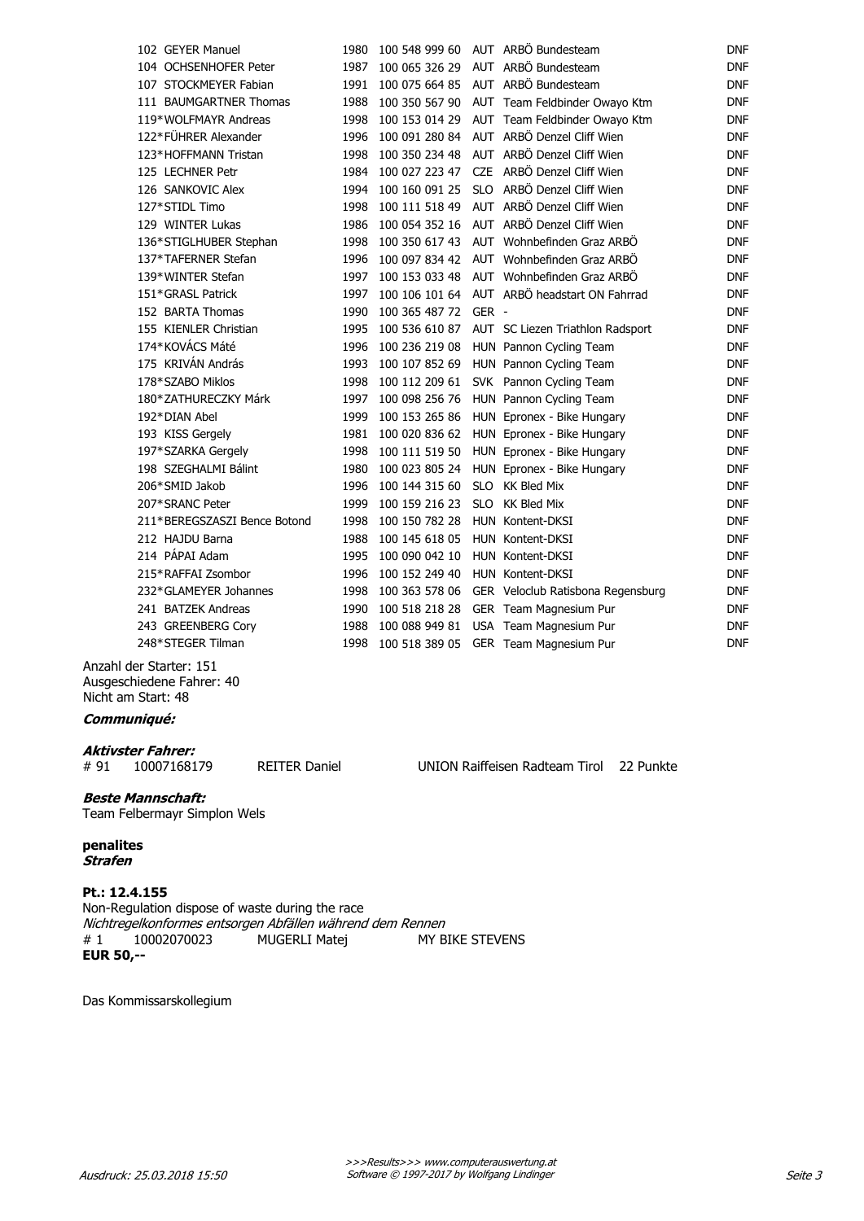| | | | | | | |
|---|---|---|---|---|---|---|
| 102 | GEYER Manuel | 1980 | 100 548 999 60 | AUT | ARBÖ Bundesteam | DNF |
| 104 | OCHSENHOFER Peter | 1987 | 100 065 326 29 | AUT | ARBÖ Bundesteam | DNF |
| 107 | STOCKMEYER Fabian | 1991 | 100 075 664 85 | AUT | ARBÖ Bundesteam | DNF |
| 111 | BAUMGARTNER Thomas | 1988 | 100 350 567 90 | AUT | Team Feldbinder Owayo Ktm | DNF |
| 119* | WOLFMAYR Andreas | 1998 | 100 153 014 29 | AUT | Team Feldbinder Owayo Ktm | DNF |
| 122* | FÜHRER Alexander | 1996 | 100 091 280 84 | AUT | ARBÖ Denzel Cliff Wien | DNF |
| 123* | HOFFMANN Tristan | 1998 | 100 350 234 48 | AUT | ARBÖ Denzel Cliff Wien | DNF |
| 125 | LECHNER Petr | 1984 | 100 027 223 47 | CZE | ARBÖ Denzel Cliff Wien | DNF |
| 126 | SANKOVIC Alex | 1994 | 100 160 091 25 | SLO | ARBÖ Denzel Cliff Wien | DNF |
| 127* | STIDL Timo | 1998 | 100 111 518 49 | AUT | ARBÖ Denzel Cliff Wien | DNF |
| 129 | WINTER Lukas | 1986 | 100 054 352 16 | AUT | ARBÖ Denzel Cliff Wien | DNF |
| 136* | STIGLHUBER Stephan | 1998 | 100 350 617 43 | AUT | Wohnbefinden Graz ARBÖ | DNF |
| 137* | TAFERNER Stefan | 1996 | 100 097 834 42 | AUT | Wohnbefinden Graz ARBÖ | DNF |
| 139* | WINTER Stefan | 1997 | 100 153 033 48 | AUT | Wohnbefinden Graz ARBÖ | DNF |
| 151* | GRASL Patrick | 1997 | 100 106 101 64 | AUT | ARBÖ headstart ON Fahrrad | DNF |
| 152 | BARTA Thomas | 1990 | 100 365 487 72 | GER | - | DNF |
| 155 | KIENLER Christian | 1995 | 100 536 610 87 | AUT | SC Liezen Triathlon Radsport | DNF |
| 174* | KOVÁCS Máté | 1996 | 100 236 219 08 | HUN | Pannon Cycling Team | DNF |
| 175 | KRIVÁN András | 1993 | 100 107 852 69 | HUN | Pannon Cycling Team | DNF |
| 178* | SZABO Miklos | 1998 | 100 112 209 61 | SVK | Pannon Cycling Team | DNF |
| 180* | ZATHURECZKY Márk | 1997 | 100 098 256 76 | HUN | Pannon Cycling Team | DNF |
| 192* | DIAN Abel | 1999 | 100 153 265 86 | HUN | Epronex - Bike Hungary | DNF |
| 193 | KISS Gergely | 1981 | 100 020 836 62 | HUN | Epronex - Bike Hungary | DNF |
| 197* | SZARKA Gergely | 1998 | 100 111 519 50 | HUN | Epronex - Bike Hungary | DNF |
| 198 | SZEGHALMI Bálint | 1980 | 100 023 805 24 | HUN | Epronex - Bike Hungary | DNF |
| 206* | SMID Jakob | 1996 | 100 144 315 60 | SLO | KK Bled Mix | DNF |
| 207* | SRANC Peter | 1999 | 100 159 216 23 | SLO | KK Bled Mix | DNF |
| 211* | BEREGSZASZI Bence Botond | 1998 | 100 150 782 28 | HUN | Kontent-DKSI | DNF |
| 212 | HAJDU Barna | 1988 | 100 145 618 05 | HUN | Kontent-DKSI | DNF |
| 214 | PÁPAI Adam | 1995 | 100 090 042 10 | HUN | Kontent-DKSI | DNF |
| 215* | RAFFAI Zsombor | 1996 | 100 152 249 40 | HUN | Kontent-DKSI | DNF |
| 232* | GLAMEYER Johannes | 1998 | 100 363 578 06 | GER | Veloclub Ratisbona Regensburg | DNF |
| 241 | BATZEK Andreas | 1990 | 100 518 218 28 | GER | Team Magnesium Pur | DNF |
| 243 | GREENBERG Cory | 1988 | 100 088 949 81 | USA | Team Magnesium Pur | DNF |
| 248* | STEGER Tilman | 1998 | 100 518 389 05 | GER | Team Magnesium Pur | DNF |

Anzahl der Starter: 151
Ausgeschiedene Fahrer: 40
Nicht am Start: 48

***Communiqué:***

***Aktivster Fahrer:***
\# 91 10007168179 REITER Daniel UNION Raiffeisen Radteam Tirol 22 Punkte

***Beste Mannschaft:***
Team Felbermayr Simplon Wels

**penalites**
***Strafen***

**Pt.: 12.4.155**
Non-Regulation dispose of waste during the race
*Nichtregelkonformes entsorgen Abfällen während dem Rennen*
\# 1 10002070023 MUGERLI Matej MY BIKE STEVENS
**EUR 50,--**

Das Kommissarskollegium